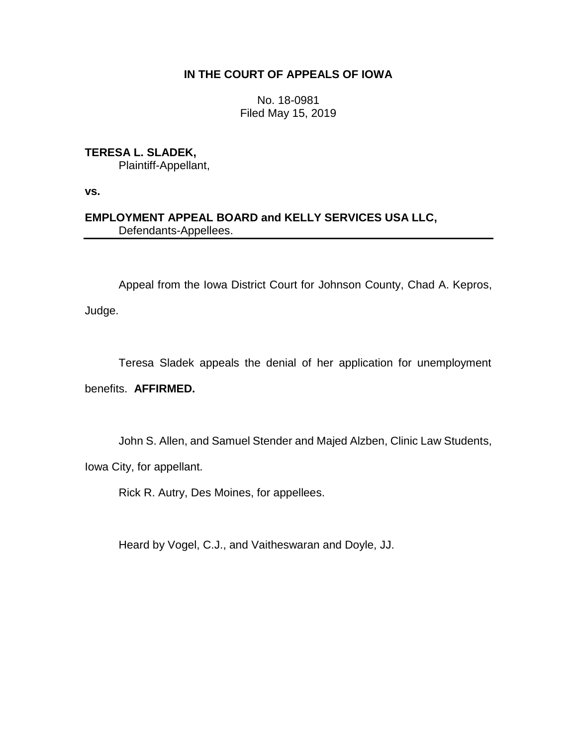**IN THE COURT OF APPEALS OF IOWA**

No. 18-0981
Filed May 15, 2019

**TERESA L. SLADEK,**
Plaintiff-Appellant,

**vs.**

**EMPLOYMENT APPEAL BOARD and KELLY SERVICES USA LLC,**
Defendants-Appellees.

---

Appeal from the Iowa District Court for Johnson County, Chad A. Kepros, Judge.

Teresa Sladek appeals the denial of her application for unemployment benefits. **AFFIRMED.**

John S. Allen, and Samuel Stender and Majed Alzben, Clinic Law Students, Iowa City, for appellant.

Rick R. Autry, Des Moines, for appellees.

Heard by Vogel, C.J., and Vaitheswaran and Doyle, JJ.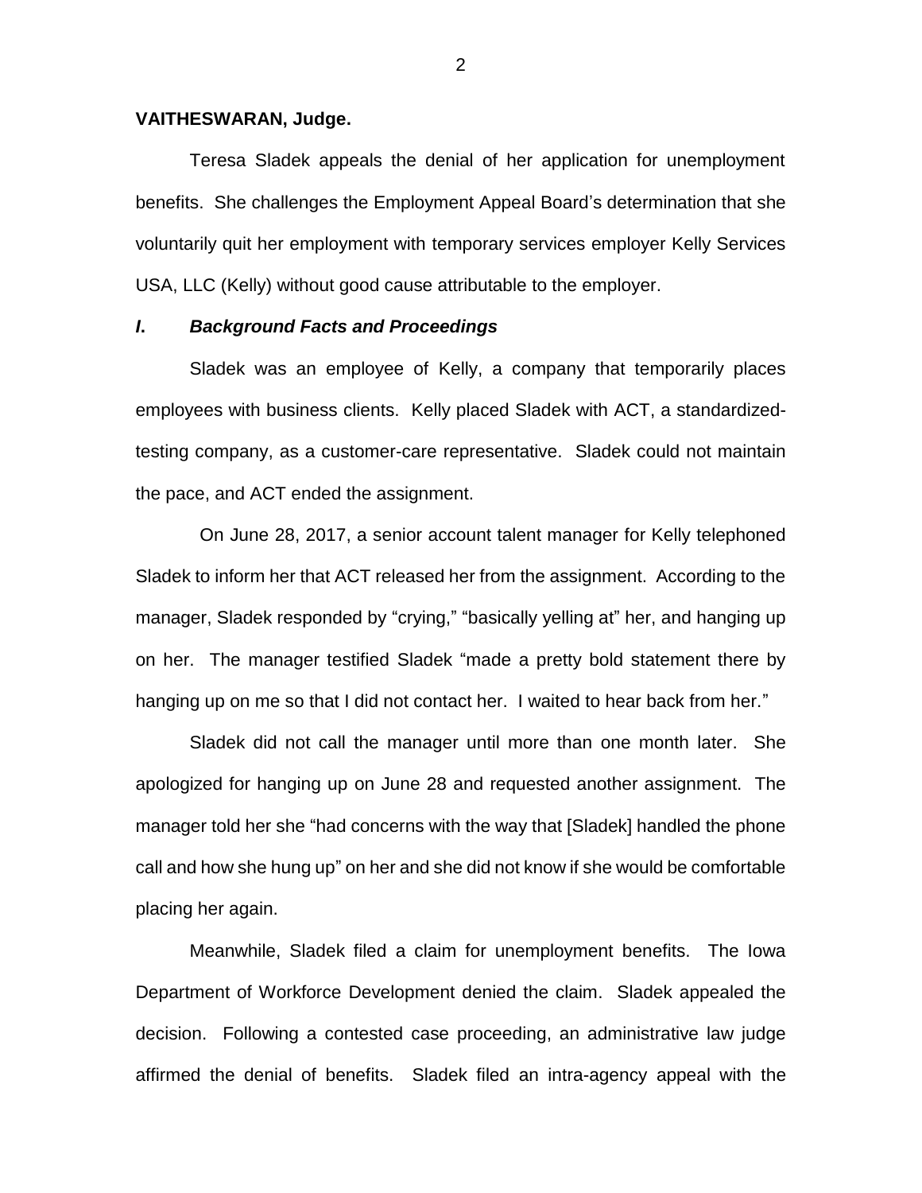**VAITHESWARAN, Judge.**

Teresa Sladek appeals the denial of her application for unemployment benefits. She challenges the Employment Appeal Board's determination that she voluntarily quit her employment with temporary services employer Kelly Services USA, LLC (Kelly) without good cause attributable to the employer.

## ***I. Background Facts and Proceedings***

Sladek was an employee of Kelly, a company that temporarily places employees with business clients. Kelly placed Sladek with ACT, a standardized-testing company, as a customer-care representative. Sladek could not maintain the pace, and ACT ended the assignment.

On June 28, 2017, a senior account talent manager for Kelly telephoned Sladek to inform her that ACT released her from the assignment. According to the manager, Sladek responded by "crying," "basically yelling at" her, and hanging up on her. The manager testified Sladek "made a pretty bold statement there by hanging up on me so that I did not contact her. I waited to hear back from her."

Sladek did not call the manager until more than one month later. She apologized for hanging up on June 28 and requested another assignment. The manager told her she "had concerns with the way that [Sladek] handled the phone call and how she hung up" on her and she did not know if she would be comfortable placing her again.

Meanwhile, Sladek filed a claim for unemployment benefits. The Iowa Department of Workforce Development denied the claim. Sladek appealed the decision. Following a contested case proceeding, an administrative law judge affirmed the denial of benefits. Sladek filed an intra-agency appeal with the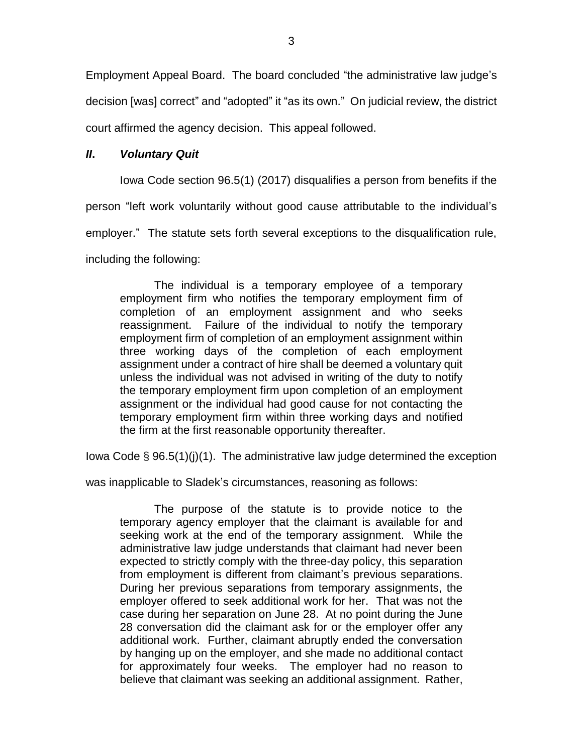Employment Appeal Board. The board concluded "the administrative law judge's decision [was] correct" and "adopted" it "as its own." On judicial review, the district court affirmed the agency decision. This appeal followed.

## ***II. Voluntary Quit***

Iowa Code section 96.5(1) (2017) disqualifies a person from benefits if the person "left work voluntarily without good cause attributable to the individual's employer." The statute sets forth several exceptions to the disqualification rule, including the following:

> The individual is a temporary employee of a temporary employment firm who notifies the temporary employment firm of completion of an employment assignment and who seeks reassignment. Failure of the individual to notify the temporary employment firm of completion of an employment assignment within three working days of the completion of each employment assignment under a contract of hire shall be deemed a voluntary quit unless the individual was not advised in writing of the duty to notify the temporary employment firm upon completion of an employment assignment or the individual had good cause for not contacting the temporary employment firm within three working days and notified the firm at the first reasonable opportunity thereafter.

Iowa Code § 96.5(1)(j)(1). The administrative law judge determined the exception was inapplicable to Sladek's circumstances, reasoning as follows:

> The purpose of the statute is to provide notice to the temporary agency employer that the claimant is available for and seeking work at the end of the temporary assignment. While the administrative law judge understands that claimant had never been expected to strictly comply with the three-day policy, this separation from employment is different from claimant's previous separations. During her previous separations from temporary assignments, the employer offered to seek additional work for her. That was not the case during her separation on June 28. At no point during the June 28 conversation did the claimant ask for or the employer offer any additional work. Further, claimant abruptly ended the conversation by hanging up on the employer, and she made no additional contact for approximately four weeks. The employer had no reason to believe that claimant was seeking an additional assignment. Rather,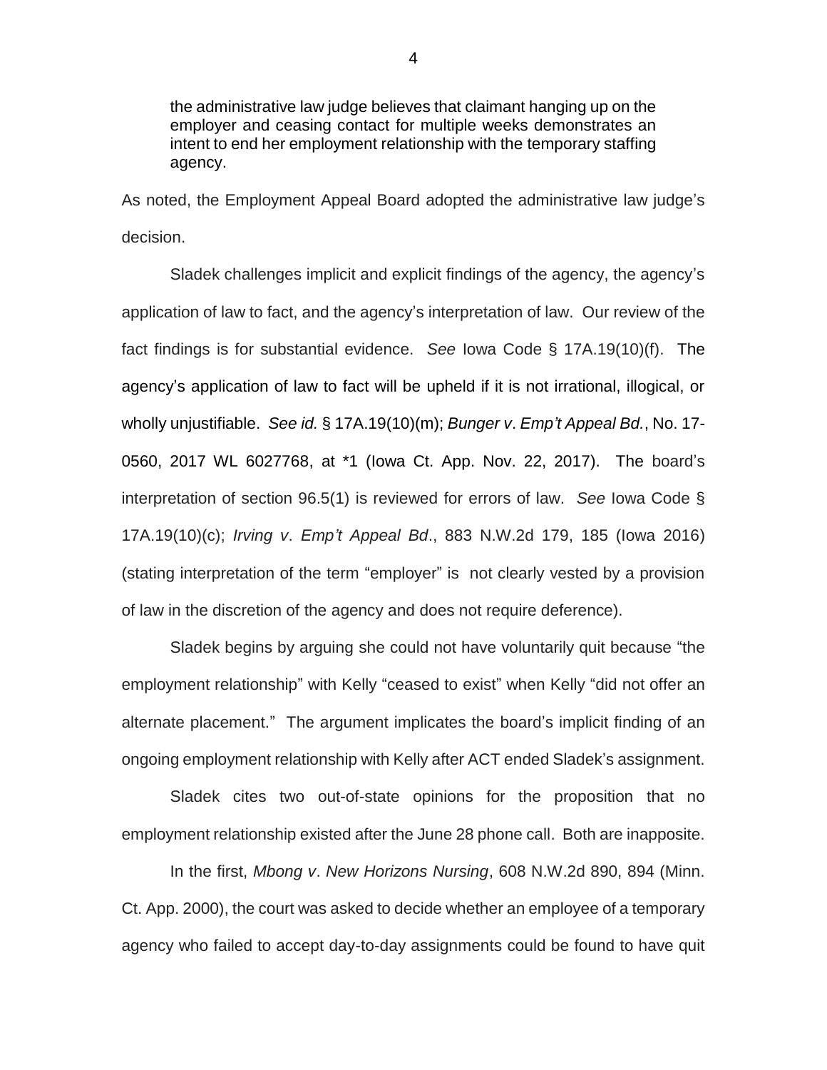> the administrative law judge believes that claimant hanging up on the employer and ceasing contact for multiple weeks demonstrates an intent to end her employment relationship with the temporary staffing agency.

As noted, the Employment Appeal Board adopted the administrative law judge's decision.

Sladek challenges implicit and explicit findings of the agency, the agency's application of law to fact, and the agency's interpretation of law. Our review of the fact findings is for substantial evidence. *See* Iowa Code § 17A.19(10)(f). The agency's application of law to fact will be upheld if it is not irrational, illogical, or wholly unjustifiable. *See id.* § 17A.19(10)(m); *Bunger v. Emp't Appeal Bd.*, No. 17-0560, 2017 WL 6027768, at *1 (Iowa Ct. App. Nov. 22, 2017). The board's interpretation of section 96.5(1) is reviewed for errors of law. *See* Iowa Code § 17A.19(10)(c); *Irving v. Emp't Appeal Bd*., 883 N.W.2d 179, 185 (Iowa 2016) (stating interpretation of the term "employer" is not clearly vested by a provision of law in the discretion of the agency and does not require deference).

Sladek begins by arguing she could not have voluntarily quit because "the employment relationship" with Kelly "ceased to exist" when Kelly "did not offer an alternate placement." The argument implicates the board's implicit finding of an ongoing employment relationship with Kelly after ACT ended Sladek's assignment.

Sladek cites two out-of-state opinions for the proposition that no employment relationship existed after the June 28 phone call. Both are inapposite.

In the first, *Mbong v. New Horizons Nursing*, 608 N.W.2d 890, 894 (Minn. Ct. App. 2000), the court was asked to decide whether an employee of a temporary agency who failed to accept day-to-day assignments could be found to have quit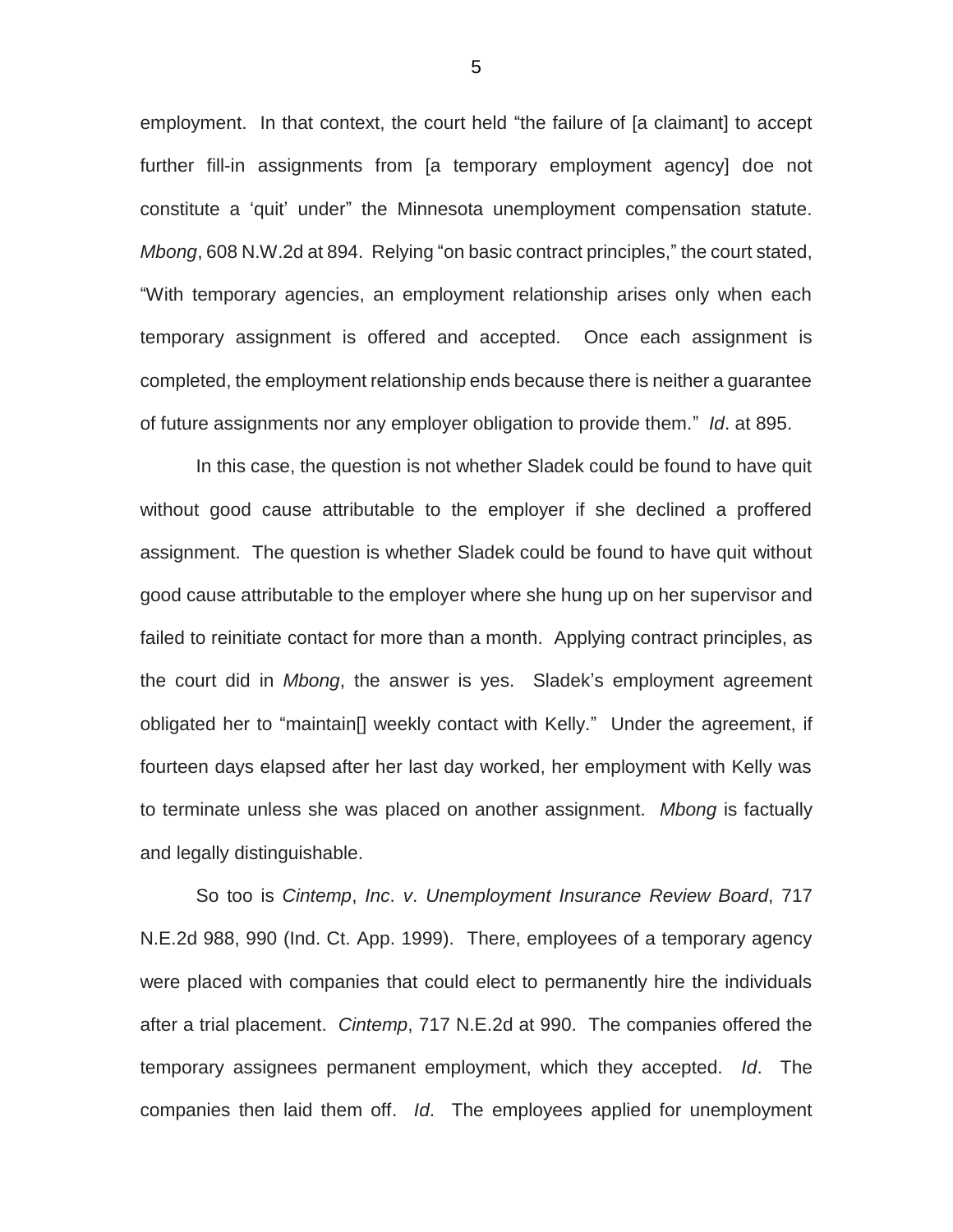employment. In that context, the court held "the failure of [a claimant] to accept further fill-in assignments from [a temporary employment agency] doe not constitute a 'quit' under" the Minnesota unemployment compensation statute. *Mbong*, 608 N.W.2d at 894. Relying "on basic contract principles," the court stated, "With temporary agencies, an employment relationship arises only when each temporary assignment is offered and accepted. Once each assignment is completed, the employment relationship ends because there is neither a guarantee of future assignments nor any employer obligation to provide them." *Id*. at 895.

In this case, the question is not whether Sladek could be found to have quit without good cause attributable to the employer if she declined a proffered assignment. The question is whether Sladek could be found to have quit without good cause attributable to the employer where she hung up on her supervisor and failed to reinitiate contact for more than a month. Applying contract principles, as the court did in *Mbong*, the answer is yes. Sladek's employment agreement obligated her to "maintain[] weekly contact with Kelly." Under the agreement, if fourteen days elapsed after her last day worked, her employment with Kelly was to terminate unless she was placed on another assignment. *Mbong* is factually and legally distinguishable.

So too is *Cintemp*, *Inc*. *v*. *Unemployment Insurance Review Board*, 717 N.E.2d 988, 990 (Ind. Ct. App. 1999). There, employees of a temporary agency were placed with companies that could elect to permanently hire the individuals after a trial placement. *Cintemp*, 717 N.E.2d at 990. The companies offered the temporary assignees permanent employment, which they accepted. *Id*. The companies then laid them off. *Id*. The employees applied for unemployment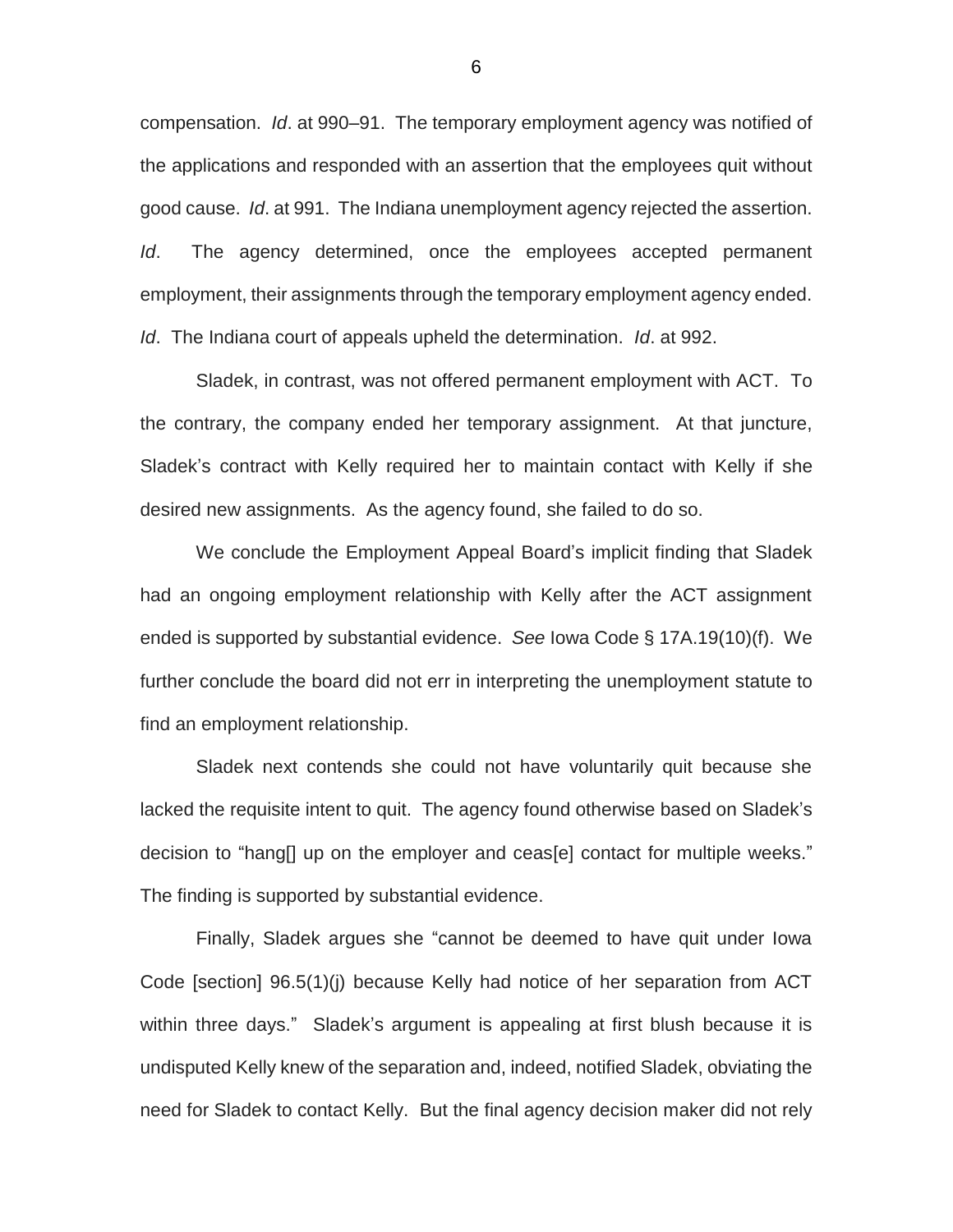compensation. *Id*. at 990–91. The temporary employment agency was notified of the applications and responded with an assertion that the employees quit without good cause. *Id*. at 991. The Indiana unemployment agency rejected the assertion. *Id*. The agency determined, once the employees accepted permanent employment, their assignments through the temporary employment agency ended. *Id*. The Indiana court of appeals upheld the determination. *Id*. at 992.

Sladek, in contrast, was not offered permanent employment with ACT. To the contrary, the company ended her temporary assignment. At that juncture, Sladek's contract with Kelly required her to maintain contact with Kelly if she desired new assignments. As the agency found, she failed to do so.

We conclude the Employment Appeal Board's implicit finding that Sladek had an ongoing employment relationship with Kelly after the ACT assignment ended is supported by substantial evidence. *See* Iowa Code § 17A.19(10)(f). We further conclude the board did not err in interpreting the unemployment statute to find an employment relationship.

Sladek next contends she could not have voluntarily quit because she lacked the requisite intent to quit. The agency found otherwise based on Sladek's decision to "hang[] up on the employer and ceas[e] contact for multiple weeks." The finding is supported by substantial evidence.

Finally, Sladek argues she "cannot be deemed to have quit under Iowa Code [section] 96.5(1)(j) because Kelly had notice of her separation from ACT within three days." Sladek's argument is appealing at first blush because it is undisputed Kelly knew of the separation and, indeed, notified Sladek, obviating the need for Sladek to contact Kelly. But the final agency decision maker did not rely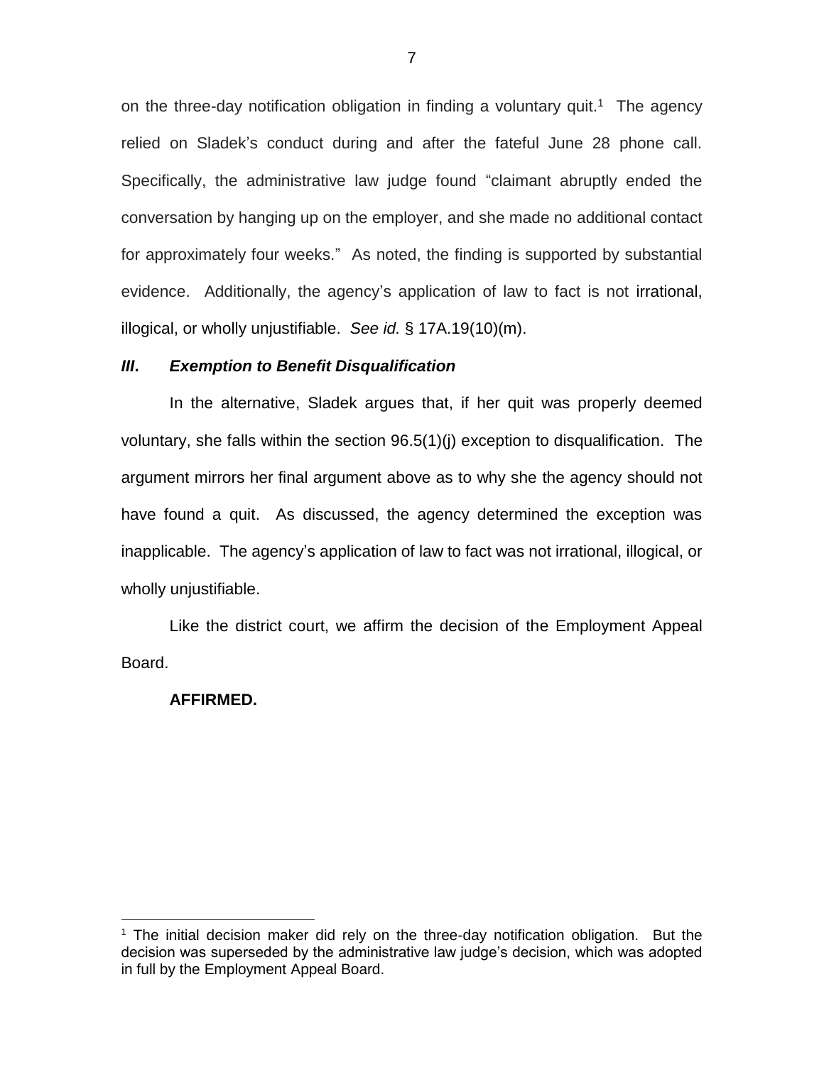on the three-day notification obligation in finding a voluntary quit.[1] The agency relied on Sladek's conduct during and after the fateful June 28 phone call. Specifically, the administrative law judge found "claimant abruptly ended the conversation by hanging up on the employer, and she made no additional contact for approximately four weeks." As noted, the finding is supported by substantial evidence. Additionally, the agency's application of law to fact is not irrational, illogical, or wholly unjustifiable. *See id.* § 17A.19(10)(m).

### *III. Exemption to Benefit Disqualification*

In the alternative, Sladek argues that, if her quit was properly deemed voluntary, she falls within the section 96.5(1)(j) exception to disqualification. The argument mirrors her final argument above as to why she the agency should not have found a quit. As discussed, the agency determined the exception was inapplicable. The agency's application of law to fact was not irrational, illogical, or wholly unjustifiable.

Like the district court, we affirm the decision of the Employment Appeal Board.

**AFFIRMED.**

---

[1] The initial decision maker did rely on the three-day notification obligation. But the decision was superseded by the administrative law judge's decision, which was adopted in full by the Employment Appeal Board.